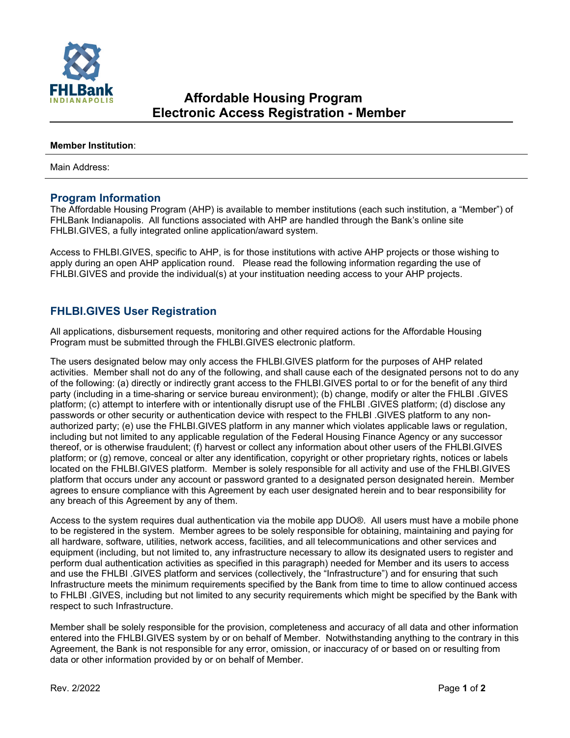FHLBank INDIANAPOLIS

# Affordable Housing Program
# Electronic Access Registration - Member

**Member Institution**:

Main Address:

## Program Information

The Affordable Housing Program (AHP) is available to member institutions (each such institution, a "Member") of FHLBank Indianapolis. All functions associated with AHP are handled through the Bank's online site FHLBI.GIVES, a fully integrated online application/award system.

Access to FHLBI.GIVES, specific to AHP, is for those institutions with active AHP projects or those wishing to apply during an open AHP application round. Please read the following information regarding the use of FHLBI.GIVES and provide the individual(s) at your instituation needing access to your AHP projects.

## FHLBI.GIVES User Registration

All applications, disbursement requests, monitoring and other required actions for the Affordable Housing Program must be submitted through the FHLBI.GIVES electronic platform.

The users designated below may only access the FHLBI.GIVES platform for the purposes of AHP related activities. Member shall not do any of the following, and shall cause each of the designated persons not to do any of the following: (a) directly or indirectly grant access to the FHLBI.GIVES portal to or for the benefit of any third party (including in a time-sharing or service bureau environment); (b) change, modify or alter the FHLBI .GIVES platform; (c) attempt to interfere with or intentionally disrupt use of the FHLBI .GIVES platform; (d) disclose any passwords or other security or authentication device with respect to the FHLBI .GIVES platform to any non-authorized party; (e) use the FHLBI.GIVES platform in any manner which violates applicable laws or regulation, including but not limited to any applicable regulation of the Federal Housing Finance Agency or any successor thereof, or is otherwise fraudulent; (f) harvest or collect any information about other users of the FHLBI.GIVES platform; or (g) remove, conceal or alter any identification, copyright or other proprietary rights, notices or labels located on the FHLBI.GIVES platform. Member is solely responsible for all activity and use of the FHLBI.GIVES platform that occurs under any account or password granted to a designated person designated herein. Member agrees to ensure compliance with this Agreement by each user designated herein and to bear responsibility for any breach of this Agreement by any of them.

Access to the system requires dual authentication via the mobile app DUO®. All users must have a mobile phone to be registered in the system. Member agrees to be solely responsible for obtaining, maintaining and paying for all hardware, software, utilities, network access, facilities, and all telecommunications and other services and equipment (including, but not limited to, any infrastructure necessary to allow its designated users to register and perform dual authentication activities as specified in this paragraph) needed for Member and its users to access and use the FHLBI .GIVES platform and services (collectively, the "Infrastructure") and for ensuring that such Infrastructure meets the minimum requirements specified by the Bank from time to time to allow continued access to FHLBI .GIVES, including but not limited to any security requirements which might be specified by the Bank with respect to such Infrastructure.

Member shall be solely responsible for the provision, completeness and accuracy of all data and other information entered into the FHLBI.GIVES system by or on behalf of Member. Notwithstanding anything to the contrary in this Agreement, the Bank is not responsible for any error, omission, or inaccuracy of or based on or resulting from data or other information provided by or on behalf of Member.

Rev. 2/2022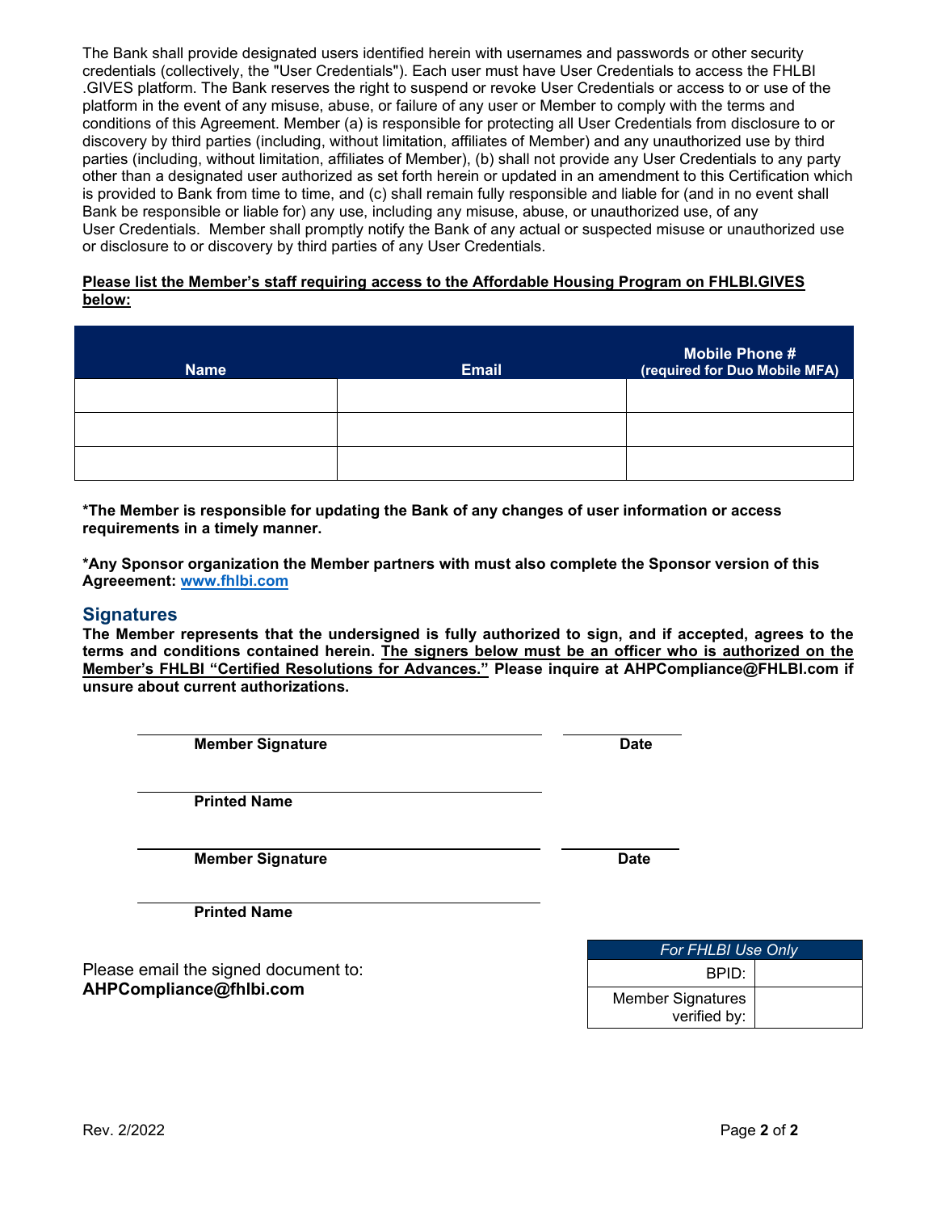The Bank shall provide designated users identified herein with usernames and passwords or other security credentials (collectively, the "User Credentials"). Each user must have User Credentials to access the FHLBI .GIVES platform. The Bank reserves the right to suspend or revoke User Credentials or access to or use of the platform in the event of any misuse, abuse, or failure of any user or Member to comply with the terms and conditions of this Agreement. Member (a) is responsible for protecting all User Credentials from disclosure to or discovery by third parties (including, without limitation, affiliates of Member) and any unauthorized use by third parties (including, without limitation, affiliates of Member), (b) shall not provide any User Credentials to any party other than a designated user authorized as set forth herein or updated in an amendment to this Certification which is provided to Bank from time to time, and (c) shall remain fully responsible and liable for (and in no event shall Bank be responsible or liable for) any use, including any misuse, abuse, or unauthorized use, of any User Credentials. Member shall promptly notify the Bank of any actual or suspected misuse or unauthorized use or disclosure to or discovery by third parties of any User Credentials.

**Please list the Member's staff requiring access to the Affordable Housing Program on FHLBI.GIVES below:**

| Name | Email | Mobile Phone # (required for Duo Mobile MFA) |
|---|---|---|
| | | |
| | | |
| | | |

**\*The Member is responsible for updating the Bank of any changes of user information or access requirements in a timely manner.**

**\*Any Sponsor organization the Member partners with must also complete the Sponsor version of this Agreeement: www.fhlbi.com**

## Signatures

**The Member represents that the undersigned is fully authorized to sign, and if accepted, agrees to the terms and conditions contained herein. The signers below must be an officer who is authorized on the Member's FHLBI "Certified Resolutions for Advances." Please inquire at AHPCompliance@FHLBI.com if unsure about current authorizations.**

______________________________ **Member Signature** ______________ **Date**

______________________________ **Printed Name**

______________________________ **Member Signature** ______________ **Date**

______________________________ **Printed Name**

Please email the signed document to:
**AHPCompliance@fhlbi.com**

| *For FHLBI Use Only* | |
|---|---|
| BPID: | |
| Member Signatures verified by: | |

Rev. 2/2022